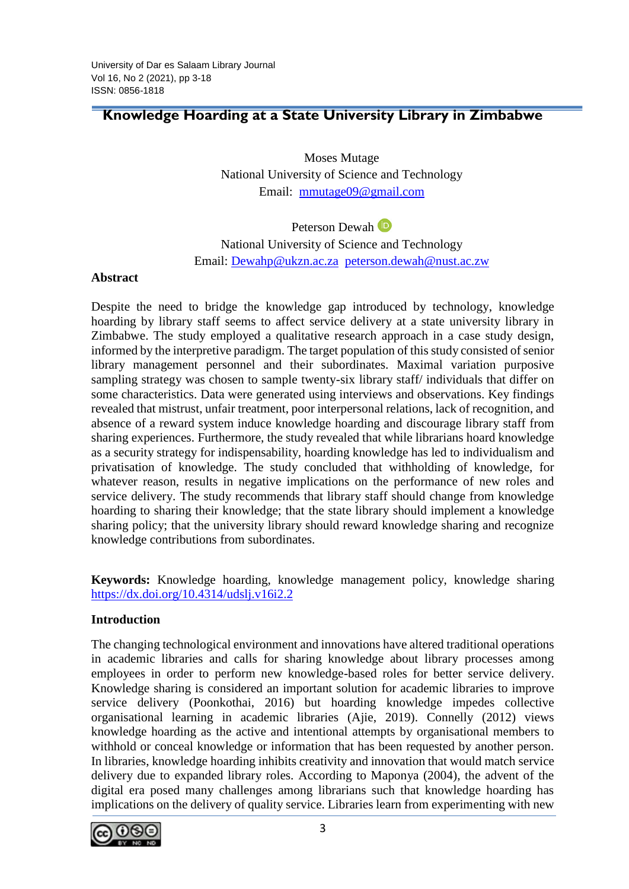# Knowledge Hoarding at a State University Library in Zimbabwe

Moses Mutage
National University of Science and Technology
Email: mmutage09@gmail.com

Peterson Dewah
National University of Science and Technology
Email: Dewahp@ukzn.ac.za peterson.dewah@nust.ac.zw

## Abstract

Despite the need to bridge the knowledge gap introduced by technology, knowledge hoarding by library staff seems to affect service delivery at a state university library in Zimbabwe. The study employed a qualitative research approach in a case study design, informed by the interpretive paradigm. The target population of this study consisted of senior library management personnel and their subordinates. Maximal variation purposive sampling strategy was chosen to sample twenty-six library staff/ individuals that differ on some characteristics. Data were generated using interviews and observations. Key findings revealed that mistrust, unfair treatment, poor interpersonal relations, lack of recognition, and absence of a reward system induce knowledge hoarding and discourage library staff from sharing experiences. Furthermore, the study revealed that while librarians hoard knowledge as a security strategy for indispensability, hoarding knowledge has led to individualism and privatisation of knowledge. The study concluded that withholding of knowledge, for whatever reason, results in negative implications on the performance of new roles and service delivery. The study recommends that library staff should change from knowledge hoarding to sharing their knowledge; that the state library should implement a knowledge sharing policy; that the university library should reward knowledge sharing and recognize knowledge contributions from subordinates.

**Keywords:** Knowledge hoarding, knowledge management policy, knowledge sharing
https://dx.doi.org/10.4314/udslj.v16i2.2

## Introduction

The changing technological environment and innovations have altered traditional operations in academic libraries and calls for sharing knowledge about library processes among employees in order to perform new knowledge-based roles for better service delivery. Knowledge sharing is considered an important solution for academic libraries to improve service delivery (Poonkothai, 2016) but hoarding knowledge impedes collective organisational learning in academic libraries (Ajie, 2019). Connelly (2012) views knowledge hoarding as the active and intentional attempts by organisational members to withhold or conceal knowledge or information that has been requested by another person. In libraries, knowledge hoarding inhibits creativity and innovation that would match service delivery due to expanded library roles. According to Maponya (2004), the advent of the digital era posed many challenges among librarians such that knowledge hoarding has implications on the delivery of quality service. Libraries learn from experimenting with new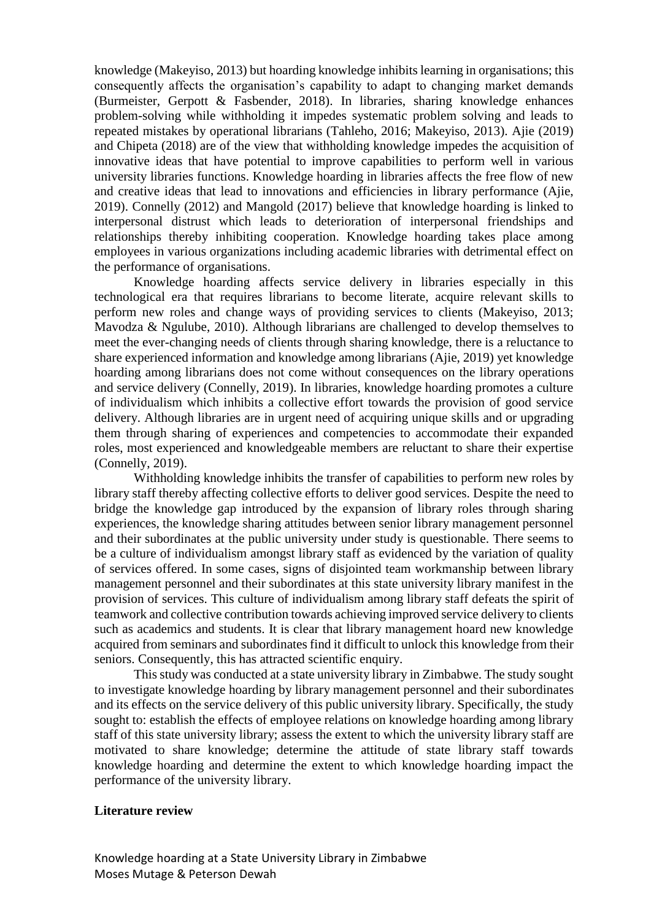knowledge (Makeyiso, 2013) but hoarding knowledge inhibits learning in organisations; this consequently affects the organisation's capability to adapt to changing market demands (Burmeister, Gerpott & Fasbender, 2018). In libraries, sharing knowledge enhances problem-solving while withholding it impedes systematic problem solving and leads to repeated mistakes by operational librarians (Tahleho, 2016; Makeyiso, 2013). Ajie (2019) and Chipeta (2018) are of the view that withholding knowledge impedes the acquisition of innovative ideas that have potential to improve capabilities to perform well in various university libraries functions. Knowledge hoarding in libraries affects the free flow of new and creative ideas that lead to innovations and efficiencies in library performance (Ajie, 2019). Connelly (2012) and Mangold (2017) believe that knowledge hoarding is linked to interpersonal distrust which leads to deterioration of interpersonal friendships and relationships thereby inhibiting cooperation. Knowledge hoarding takes place among employees in various organizations including academic libraries with detrimental effect on the performance of organisations.

Knowledge hoarding affects service delivery in libraries especially in this technological era that requires librarians to become literate, acquire relevant skills to perform new roles and change ways of providing services to clients (Makeyiso, 2013; Mavodza & Ngulube, 2010). Although librarians are challenged to develop themselves to meet the ever-changing needs of clients through sharing knowledge, there is a reluctance to share experienced information and knowledge among librarians (Ajie, 2019) yet knowledge hoarding among librarians does not come without consequences on the library operations and service delivery (Connelly, 2019). In libraries, knowledge hoarding promotes a culture of individualism which inhibits a collective effort towards the provision of good service delivery. Although libraries are in urgent need of acquiring unique skills and or upgrading them through sharing of experiences and competencies to accommodate their expanded roles, most experienced and knowledgeable members are reluctant to share their expertise (Connelly, 2019).

Withholding knowledge inhibits the transfer of capabilities to perform new roles by library staff thereby affecting collective efforts to deliver good services. Despite the need to bridge the knowledge gap introduced by the expansion of library roles through sharing experiences, the knowledge sharing attitudes between senior library management personnel and their subordinates at the public university under study is questionable. There seems to be a culture of individualism amongst library staff as evidenced by the variation of quality of services offered. In some cases, signs of disjointed team workmanship between library management personnel and their subordinates at this state university library manifest in the provision of services. This culture of individualism among library staff defeats the spirit of teamwork and collective contribution towards achieving improved service delivery to clients such as academics and students. It is clear that library management hoard new knowledge acquired from seminars and subordinates find it difficult to unlock this knowledge from their seniors. Consequently, this has attracted scientific enquiry.

This study was conducted at a state university library in Zimbabwe. The study sought to investigate knowledge hoarding by library management personnel and their subordinates and its effects on the service delivery of this public university library. Specifically, the study sought to: establish the effects of employee relations on knowledge hoarding among library staff of this state university library; assess the extent to which the university library staff are motivated to share knowledge; determine the attitude of state library staff towards knowledge hoarding and determine the extent to which knowledge hoarding impact the performance of the university library.

## Literature review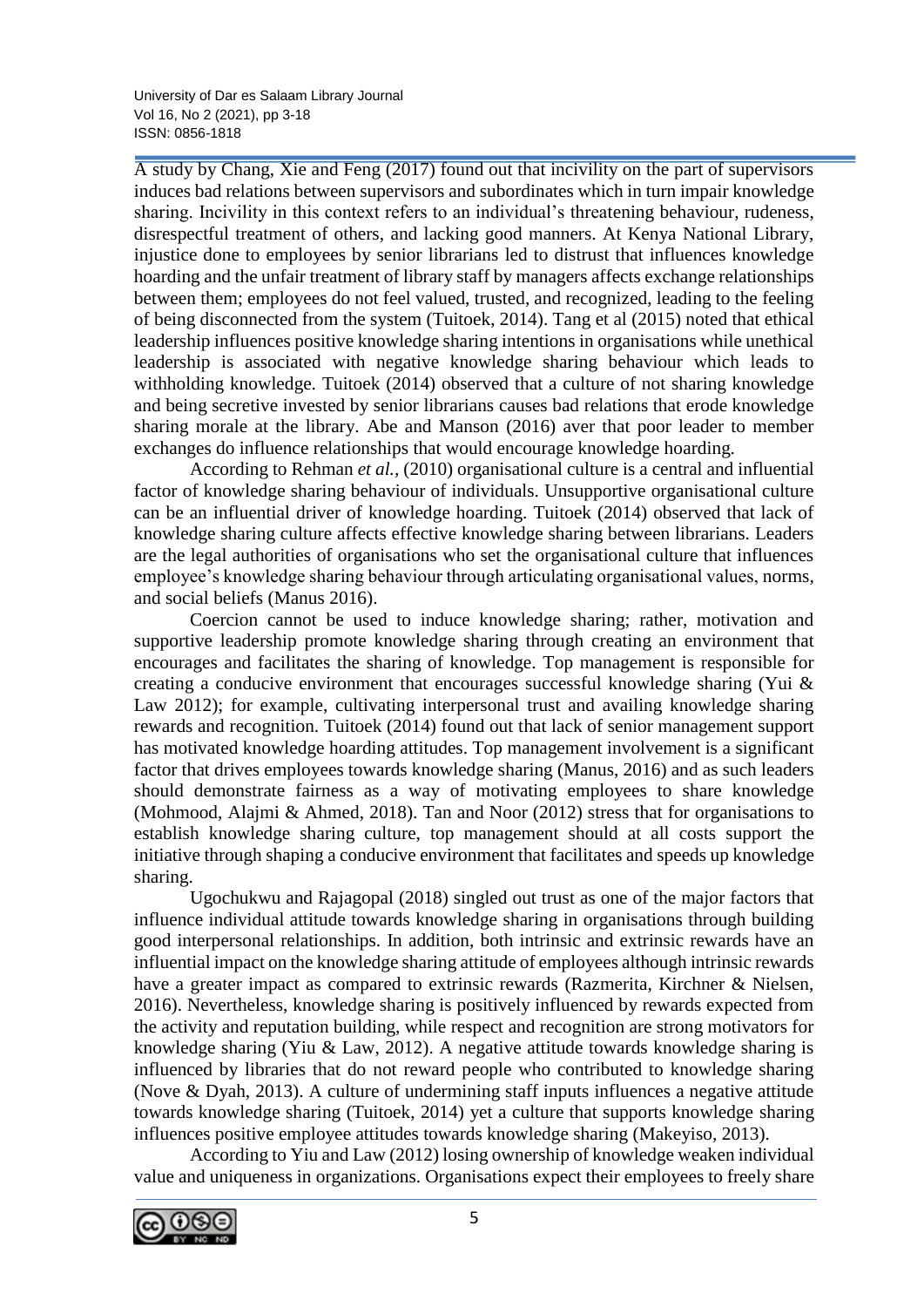A study by Chang, Xie and Feng (2017) found out that incivility on the part of supervisors induces bad relations between supervisors and subordinates which in turn impair knowledge sharing. Incivility in this context refers to an individual's threatening behaviour, rudeness, disrespectful treatment of others, and lacking good manners. At Kenya National Library, injustice done to employees by senior librarians led to distrust that influences knowledge hoarding and the unfair treatment of library staff by managers affects exchange relationships between them; employees do not feel valued, trusted, and recognized, leading to the feeling of being disconnected from the system (Tuitoek, 2014). Tang et al (2015) noted that ethical leadership influences positive knowledge sharing intentions in organisations while unethical leadership is associated with negative knowledge sharing behaviour which leads to withholding knowledge. Tuitoek (2014) observed that a culture of not sharing knowledge and being secretive invested by senior librarians causes bad relations that erode knowledge sharing morale at the library. Abe and Manson (2016) aver that poor leader to member exchanges do influence relationships that would encourage knowledge hoarding.

According to Rehman *et al.,* (2010) organisational culture is a central and influential factor of knowledge sharing behaviour of individuals. Unsupportive organisational culture can be an influential driver of knowledge hoarding. Tuitoek (2014) observed that lack of knowledge sharing culture affects effective knowledge sharing between librarians. Leaders are the legal authorities of organisations who set the organisational culture that influences employee's knowledge sharing behaviour through articulating organisational values, norms, and social beliefs (Manus 2016).

Coercion cannot be used to induce knowledge sharing; rather, motivation and supportive leadership promote knowledge sharing through creating an environment that encourages and facilitates the sharing of knowledge. Top management is responsible for creating a conducive environment that encourages successful knowledge sharing (Yui & Law 2012); for example, cultivating interpersonal trust and availing knowledge sharing rewards and recognition. Tuitoek (2014) found out that lack of senior management support has motivated knowledge hoarding attitudes. Top management involvement is a significant factor that drives employees towards knowledge sharing (Manus, 2016) and as such leaders should demonstrate fairness as a way of motivating employees to share knowledge (Mohmood, Alajmi & Ahmed, 2018). Tan and Noor (2012) stress that for organisations to establish knowledge sharing culture, top management should at all costs support the initiative through shaping a conducive environment that facilitates and speeds up knowledge sharing.

Ugochukwu and Rajagopal (2018) singled out trust as one of the major factors that influence individual attitude towards knowledge sharing in organisations through building good interpersonal relationships. In addition, both intrinsic and extrinsic rewards have an influential impact on the knowledge sharing attitude of employees although intrinsic rewards have a greater impact as compared to extrinsic rewards (Razmerita, Kirchner & Nielsen, 2016). Nevertheless, knowledge sharing is positively influenced by rewards expected from the activity and reputation building, while respect and recognition are strong motivators for knowledge sharing (Yiu & Law, 2012). A negative attitude towards knowledge sharing is influenced by libraries that do not reward people who contributed to knowledge sharing (Nove & Dyah, 2013). A culture of undermining staff inputs influences a negative attitude towards knowledge sharing (Tuitoek, 2014) yet a culture that supports knowledge sharing influences positive employee attitudes towards knowledge sharing (Makeyiso, 2013).

According to Yiu and Law (2012) losing ownership of knowledge weaken individual value and uniqueness in organizations. Organisations expect their employees to freely share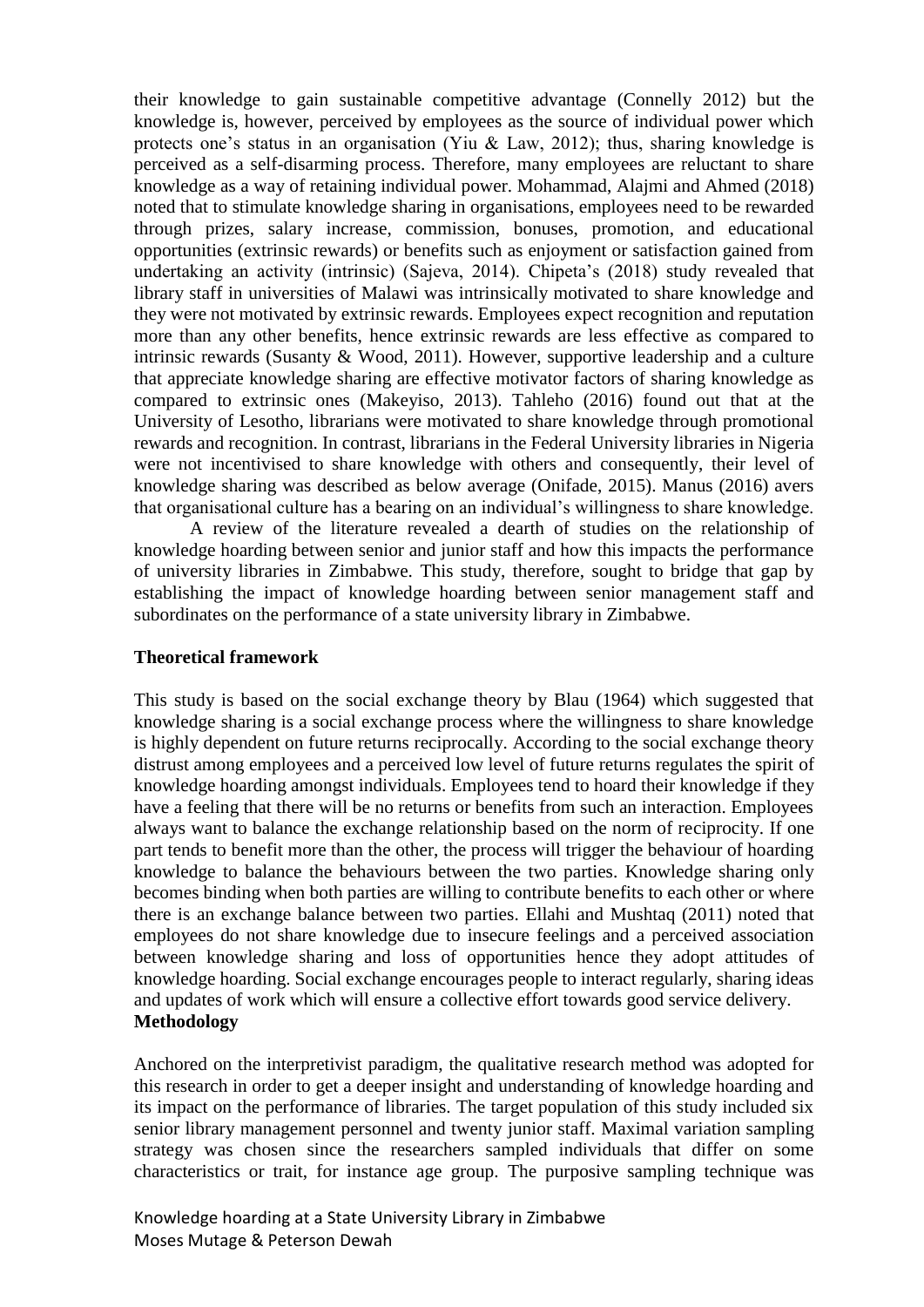their knowledge to gain sustainable competitive advantage (Connelly 2012) but the knowledge is, however, perceived by employees as the source of individual power which protects one's status in an organisation (Yiu & Law, 2012); thus, sharing knowledge is perceived as a self-disarming process. Therefore, many employees are reluctant to share knowledge as a way of retaining individual power. Mohammad, Alajmi and Ahmed (2018) noted that to stimulate knowledge sharing in organisations, employees need to be rewarded through prizes, salary increase, commission, bonuses, promotion, and educational opportunities (extrinsic rewards) or benefits such as enjoyment or satisfaction gained from undertaking an activity (intrinsic) (Sajeva, 2014). Chipeta's (2018) study revealed that library staff in universities of Malawi was intrinsically motivated to share knowledge and they were not motivated by extrinsic rewards. Employees expect recognition and reputation more than any other benefits, hence extrinsic rewards are less effective as compared to intrinsic rewards (Susanty & Wood, 2011). However, supportive leadership and a culture that appreciate knowledge sharing are effective motivator factors of sharing knowledge as compared to extrinsic ones (Makeyiso, 2013). Tahleho (2016) found out that at the University of Lesotho, librarians were motivated to share knowledge through promotional rewards and recognition. In contrast, librarians in the Federal University libraries in Nigeria were not incentivised to share knowledge with others and consequently, their level of knowledge sharing was described as below average (Onifade, 2015). Manus (2016) avers that organisational culture has a bearing on an individual's willingness to share knowledge.

A review of the literature revealed a dearth of studies on the relationship of knowledge hoarding between senior and junior staff and how this impacts the performance of university libraries in Zimbabwe. This study, therefore, sought to bridge that gap by establishing the impact of knowledge hoarding between senior management staff and subordinates on the performance of a state university library in Zimbabwe.

**Theoretical framework**

This study is based on the social exchange theory by Blau (1964) which suggested that knowledge sharing is a social exchange process where the willingness to share knowledge is highly dependent on future returns reciprocally. According to the social exchange theory distrust among employees and a perceived low level of future returns regulates the spirit of knowledge hoarding amongst individuals. Employees tend to hoard their knowledge if they have a feeling that there will be no returns or benefits from such an interaction. Employees always want to balance the exchange relationship based on the norm of reciprocity. If one part tends to benefit more than the other, the process will trigger the behaviour of hoarding knowledge to balance the behaviours between the two parties. Knowledge sharing only becomes binding when both parties are willing to contribute benefits to each other or where there is an exchange balance between two parties. Ellahi and Mushtaq (2011) noted that employees do not share knowledge due to insecure feelings and a perceived association between knowledge sharing and loss of opportunities hence they adopt attitudes of knowledge hoarding. Social exchange encourages people to interact regularly, sharing ideas and updates of work which will ensure a collective effort towards good service delivery.

**Methodology**

Anchored on the interpretivist paradigm, the qualitative research method was adopted for this research in order to get a deeper insight and understanding of knowledge hoarding and its impact on the performance of libraries. The target population of this study included six senior library management personnel and twenty junior staff. Maximal variation sampling strategy was chosen since the researchers sampled individuals that differ on some characteristics or trait, for instance age group. The purposive sampling technique was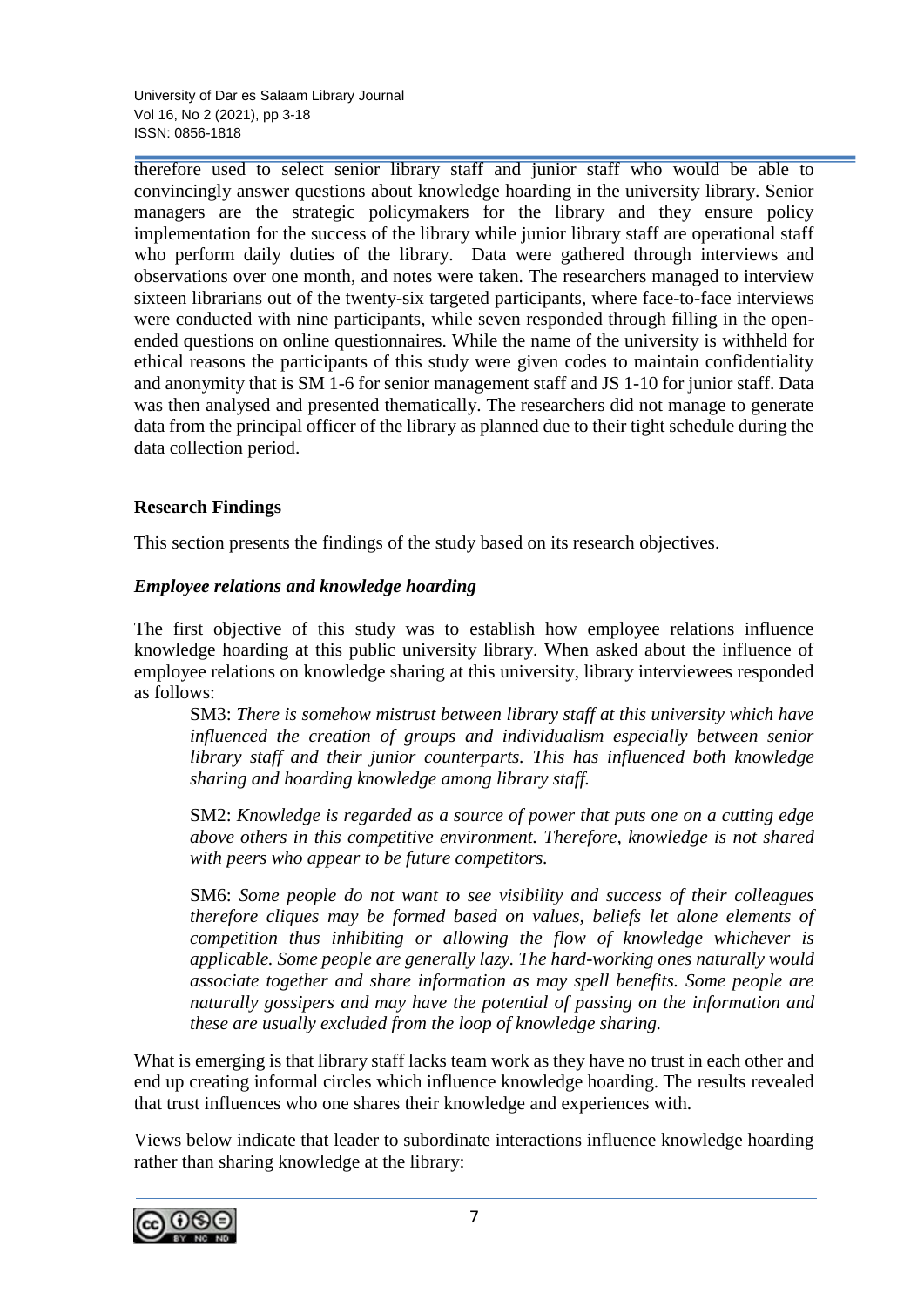therefore used to select senior library staff and junior staff who would be able to convincingly answer questions about knowledge hoarding in the university library. Senior managers are the strategic policymakers for the library and they ensure policy implementation for the success of the library while junior library staff are operational staff who perform daily duties of the library. Data were gathered through interviews and observations over one month, and notes were taken. The researchers managed to interview sixteen librarians out of the twenty-six targeted participants, where face-to-face interviews were conducted with nine participants, while seven responded through filling in the open-ended questions on online questionnaires. While the name of the university is withheld for ethical reasons the participants of this study were given codes to maintain confidentiality and anonymity that is SM 1-6 for senior management staff and JS 1-10 for junior staff. Data was then analysed and presented thematically. The researchers did not manage to generate data from the principal officer of the library as planned due to their tight schedule during the data collection period.

## Research Findings

This section presents the findings of the study based on its research objectives.

### *Employee relations and knowledge hoarding*

The first objective of this study was to establish how employee relations influence knowledge hoarding at this public university library. When asked about the influence of employee relations on knowledge sharing at this university, library interviewees responded as follows:

> SM3: *There is somehow mistrust between library staff at this university which have influenced the creation of groups and individualism especially between senior library staff and their junior counterparts. This has influenced both knowledge sharing and hoarding knowledge among library staff.*
>
> SM2: *Knowledge is regarded as a source of power that puts one on a cutting edge above others in this competitive environment. Therefore, knowledge is not shared with peers who appear to be future competitors.*
>
> SM6: *Some people do not want to see visibility and success of their colleagues therefore cliques may be formed based on values, beliefs let alone elements of competition thus inhibiting or allowing the flow of knowledge whichever is applicable. Some people are generally lazy. The hard-working ones naturally would associate together and share information as may spell benefits. Some people are naturally gossipers and may have the potential of passing on the information and these are usually excluded from the loop of knowledge sharing.*

What is emerging is that library staff lacks team work as they have no trust in each other and end up creating informal circles which influence knowledge hoarding. The results revealed that trust influences who one shares their knowledge and experiences with.

Views below indicate that leader to subordinate interactions influence knowledge hoarding rather than sharing knowledge at the library: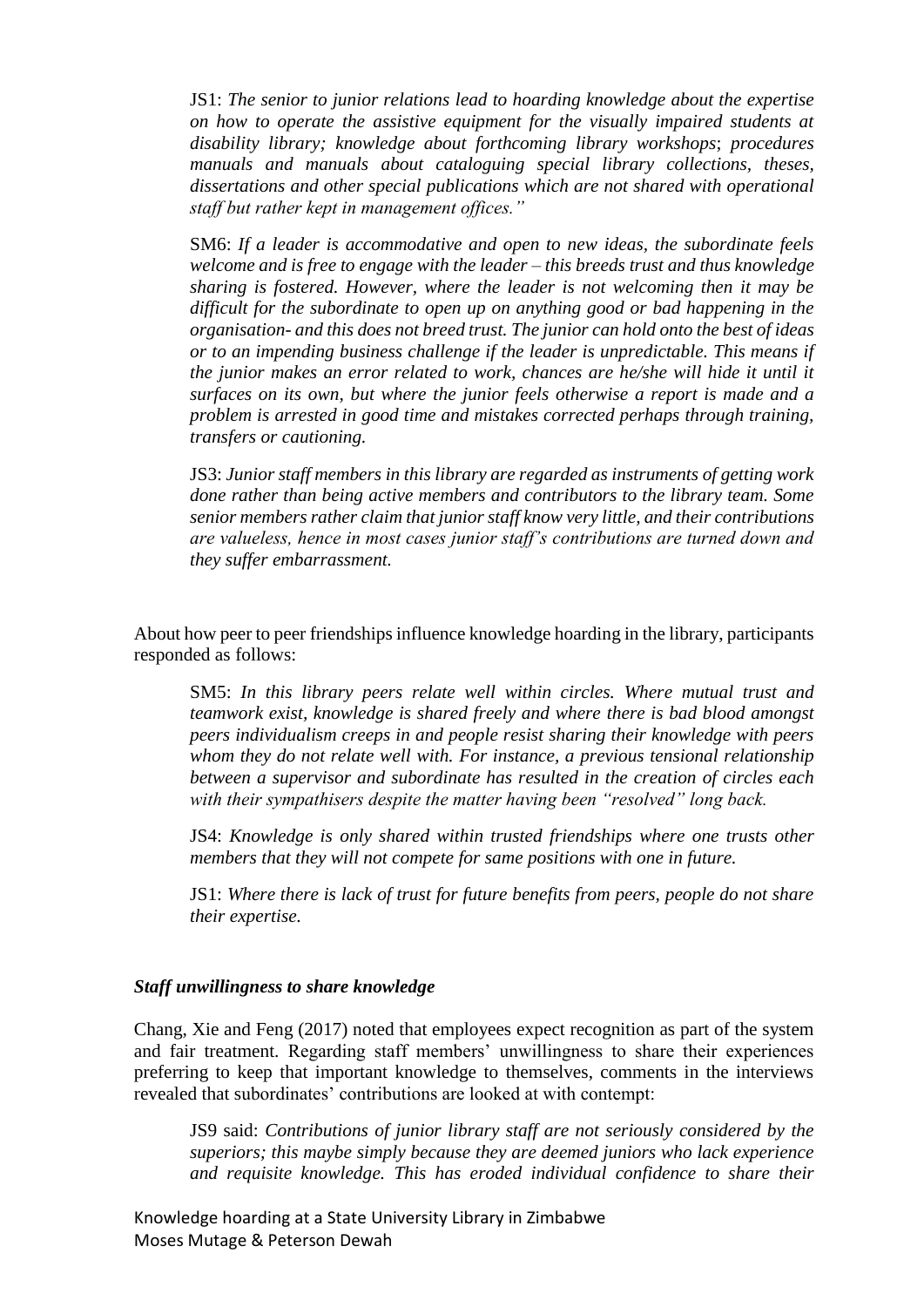JS1: *The senior to junior relations lead to hoarding knowledge about the expertise on how to operate the assistive equipment for the visually impaired students at disability library; knowledge about forthcoming library workshops*; *procedures manuals and manuals about cataloguing special library collections, theses, dissertations and other special publications which are not shared with operational staff but rather kept in management offices."*

SM6: *If a leader is accommodative and open to new ideas, the subordinate feels welcome and is free to engage with the leader – this breeds trust and thus knowledge sharing is fostered. However, where the leader is not welcoming then it may be difficult for the subordinate to open up on anything good or bad happening in the organisation- and this does not breed trust. The junior can hold onto the best of ideas or to an impending business challenge if the leader is unpredictable. This means if the junior makes an error related to work, chances are he/she will hide it until it surfaces on its own, but where the junior feels otherwise a report is made and a problem is arrested in good time and mistakes corrected perhaps through training, transfers or cautioning.*

JS3: *Junior staff members in this library are regarded as instruments of getting work done rather than being active members and contributors to the library team. Some senior members rather claim that junior staff know very little, and their contributions are valueless, hence in most cases junior staff's contributions are turned down and they suffer embarrassment.*

About how peer to peer friendships influence knowledge hoarding in the library, participants responded as follows:

SM5: *In this library peers relate well within circles. Where mutual trust and teamwork exist, knowledge is shared freely and where there is bad blood amongst peers individualism creeps in and people resist sharing their knowledge with peers whom they do not relate well with. For instance, a previous tensional relationship between a supervisor and subordinate has resulted in the creation of circles each with their sympathisers despite the matter having been "resolved" long back.*

JS4: *Knowledge is only shared within trusted friendships where one trusts other members that they will not compete for same positions with one in future.*

JS1: *Where there is lack of trust for future benefits from peers, people do not share their expertise.*

### *Staff unwillingness to share knowledge*

Chang, Xie and Feng (2017) noted that employees expect recognition as part of the system and fair treatment. Regarding staff members' unwillingness to share their experiences preferring to keep that important knowledge to themselves, comments in the interviews revealed that subordinates' contributions are looked at with contempt:

JS9 said: *Contributions of junior library staff are not seriously considered by the superiors; this maybe simply because they are deemed juniors who lack experience and requisite knowledge. This has eroded individual confidence to share their*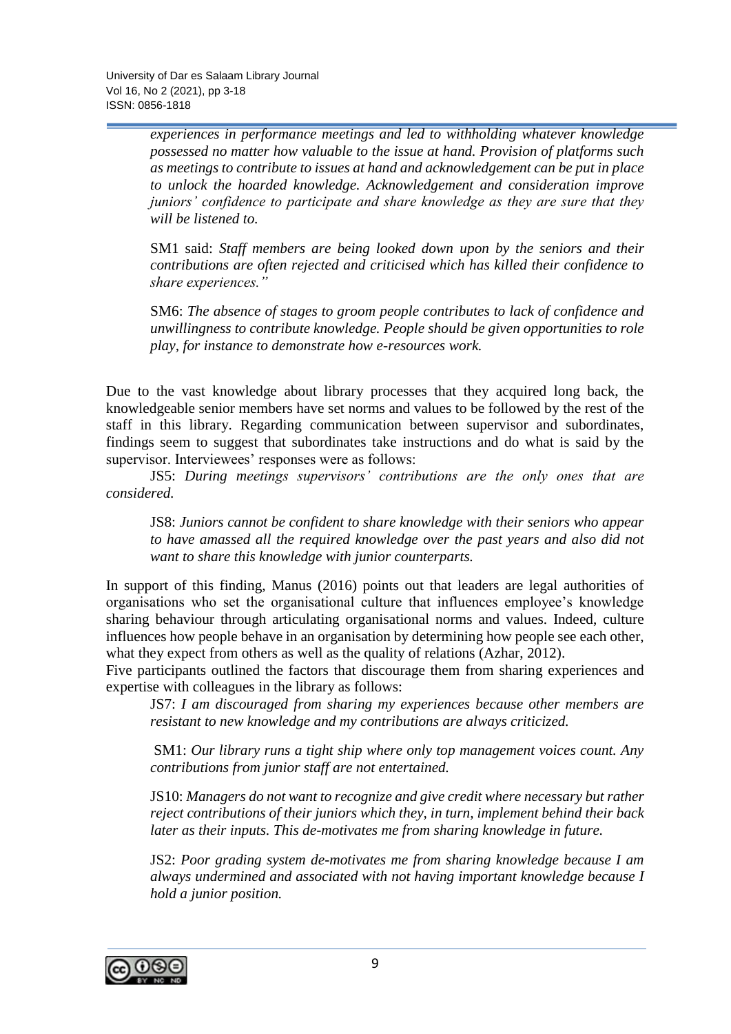*experiences in performance meetings and led to withholding whatever knowledge possessed no matter how valuable to the issue at hand. Provision of platforms such as meetings to contribute to issues at hand and acknowledgement can be put in place to unlock the hoarded knowledge. Acknowledgement and consideration improve juniors' confidence to participate and share knowledge as they are sure that they will be listened to.*

SM1 said: *Staff members are being looked down upon by the seniors and their contributions are often rejected and criticised which has killed their confidence to share experiences."*

SM6: *The absence of stages to groom people contributes to lack of confidence and unwillingness to contribute knowledge. People should be given opportunities to role play, for instance to demonstrate how e-resources work.*

Due to the vast knowledge about library processes that they acquired long back, the knowledgeable senior members have set norms and values to be followed by the rest of the staff in this library. Regarding communication between supervisor and subordinates, findings seem to suggest that subordinates take instructions and do what is said by the supervisor. Interviewees' responses were as follows:

JS5: *During meetings supervisors' contributions are the only ones that are considered.*

JS8: *Juniors cannot be confident to share knowledge with their seniors who appear to have amassed all the required knowledge over the past years and also did not want to share this knowledge with junior counterparts.*

In support of this finding, Manus (2016) points out that leaders are legal authorities of organisations who set the organisational culture that influences employee's knowledge sharing behaviour through articulating organisational norms and values. Indeed, culture influences how people behave in an organisation by determining how people see each other, what they expect from others as well as the quality of relations (Azhar, 2012).

Five participants outlined the factors that discourage them from sharing experiences and expertise with colleagues in the library as follows:

JS7: *I am discouraged from sharing my experiences because other members are resistant to new knowledge and my contributions are always criticized.*

SM1: *Our library runs a tight ship where only top management voices count. Any contributions from junior staff are not entertained.*

JS10: *Managers do not want to recognize and give credit where necessary but rather reject contributions of their juniors which they, in turn, implement behind their back later as their inputs. This de-motivates me from sharing knowledge in future.*

JS2: *Poor grading system de-motivates me from sharing knowledge because I am always undermined and associated with not having important knowledge because I hold a junior position.*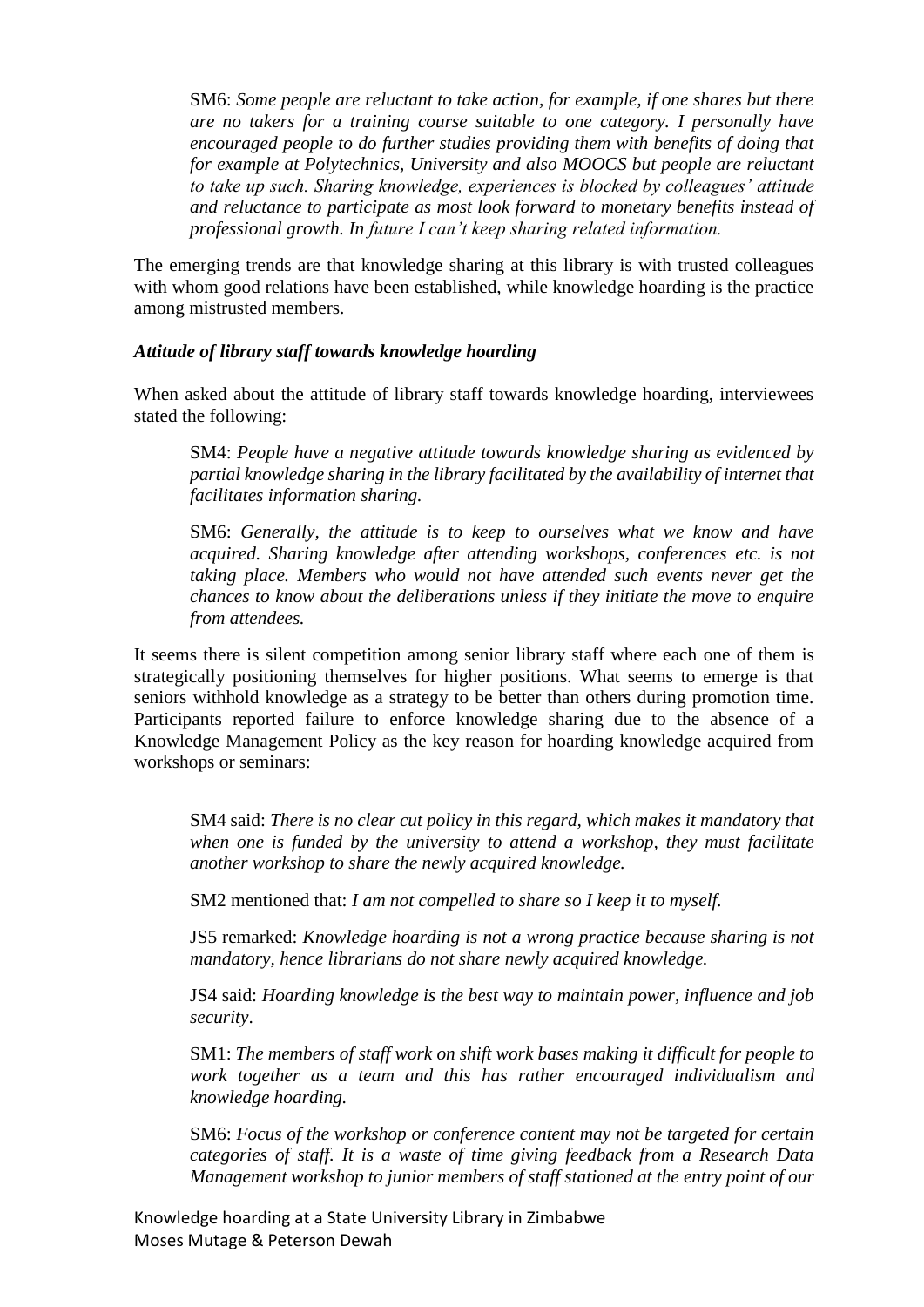SM6: *Some people are reluctant to take action, for example, if one shares but there are no takers for a training course suitable to one category. I personally have encouraged people to do further studies providing them with benefits of doing that for example at Polytechnics, University and also MOOCS but people are reluctant to take up such. Sharing knowledge, experiences is blocked by colleagues' attitude and reluctance to participate as most look forward to monetary benefits instead of professional growth. In future I can't keep sharing related information.*

The emerging trends are that knowledge sharing at this library is with trusted colleagues with whom good relations have been established, while knowledge hoarding is the practice among mistrusted members.

### *Attitude of library staff towards knowledge hoarding*

When asked about the attitude of library staff towards knowledge hoarding, interviewees stated the following:

SM4: *People have a negative attitude towards knowledge sharing as evidenced by partial knowledge sharing in the library facilitated by the availability of internet that facilitates information sharing.*

SM6: *Generally, the attitude is to keep to ourselves what we know and have acquired. Sharing knowledge after attending workshops, conferences etc. is not taking place. Members who would not have attended such events never get the chances to know about the deliberations unless if they initiate the move to enquire from attendees.*

It seems there is silent competition among senior library staff where each one of them is strategically positioning themselves for higher positions. What seems to emerge is that seniors withhold knowledge as a strategy to be better than others during promotion time. Participants reported failure to enforce knowledge sharing due to the absence of a Knowledge Management Policy as the key reason for hoarding knowledge acquired from workshops or seminars:

SM4 said: *There is no clear cut policy in this regard, which makes it mandatory that when one is funded by the university to attend a workshop, they must facilitate another workshop to share the newly acquired knowledge.*

SM2 mentioned that: *I am not compelled to share so I keep it to myself.*

JS5 remarked: *Knowledge hoarding is not a wrong practice because sharing is not mandatory, hence librarians do not share newly acquired knowledge.*

JS4 said: *Hoarding knowledge is the best way to maintain power, influence and job security*.

SM1: *The members of staff work on shift work bases making it difficult for people to work together as a team and this has rather encouraged individualism and knowledge hoarding.*

SM6: *Focus of the workshop or conference content may not be targeted for certain categories of staff. It is a waste of time giving feedback from a Research Data Management workshop to junior members of staff stationed at the entry point of our*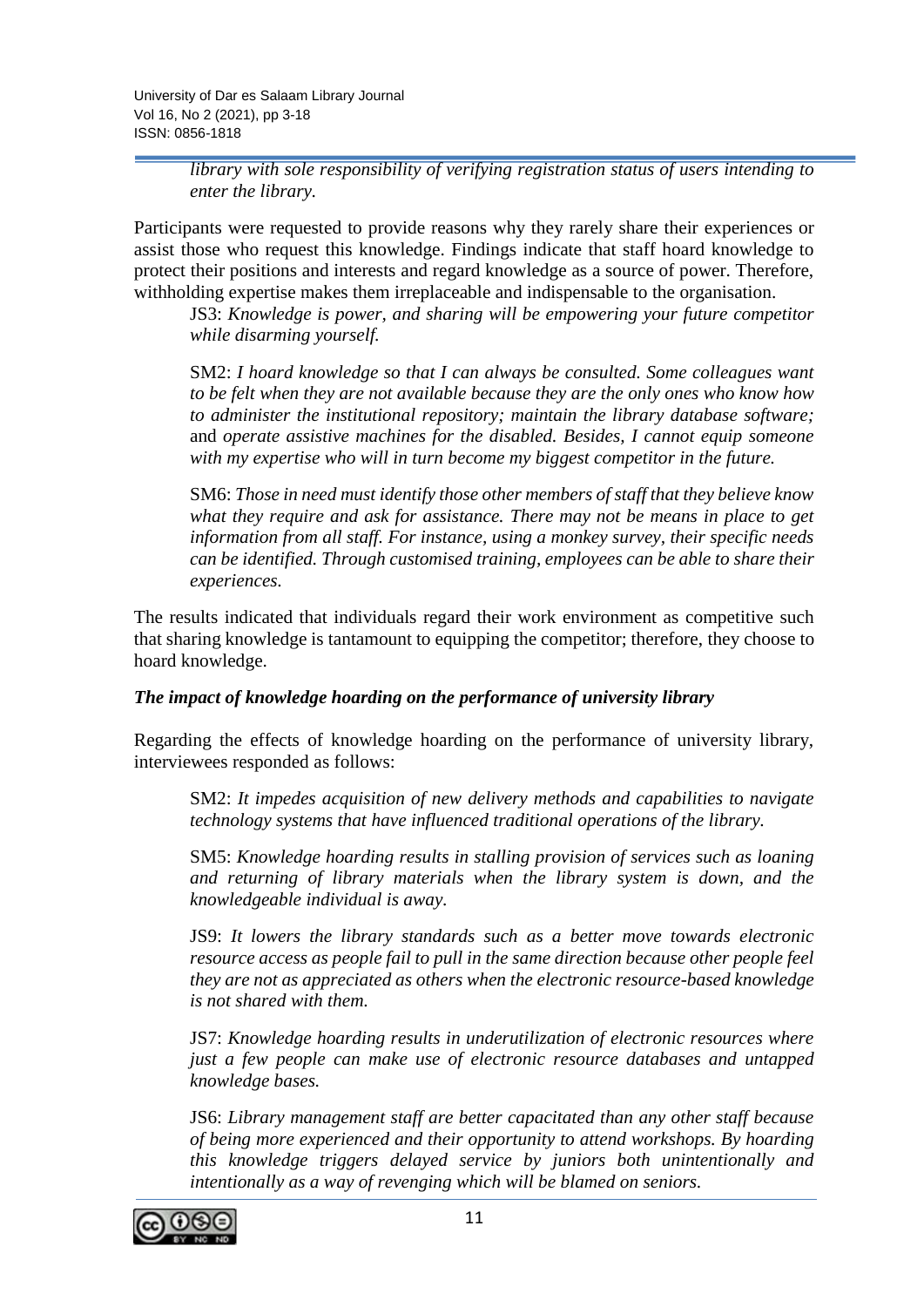*library with sole responsibility of verifying registration status of users intending to enter the library.*

Participants were requested to provide reasons why they rarely share their experiences or assist those who request this knowledge. Findings indicate that staff hoard knowledge to protect their positions and interests and regard knowledge as a source of power. Therefore, withholding expertise makes them irreplaceable and indispensable to the organisation.

> JS3: *Knowledge is power, and sharing will be empowering your future competitor while disarming yourself.*
>
> SM2: *I hoard knowledge so that I can always be consulted. Some colleagues want to be felt when they are not available because they are the only ones who know how to administer the institutional repository; maintain the library database software;* and *operate assistive machines for the disabled. Besides, I cannot equip someone with my expertise who will in turn become my biggest competitor in the future.*
>
> SM6: *Those in need must identify those other members of staff that they believe know what they require and ask for assistance. There may not be means in place to get information from all staff. For instance, using a monkey survey, their specific needs can be identified. Through customised training, employees can be able to share their experiences.*

The results indicated that individuals regard their work environment as competitive such that sharing knowledge is tantamount to equipping the competitor; therefore, they choose to hoard knowledge.

### *The impact of knowledge hoarding on the performance of university library*

Regarding the effects of knowledge hoarding on the performance of university library, interviewees responded as follows:

> SM2: *It impedes acquisition of new delivery methods and capabilities to navigate technology systems that have influenced traditional operations of the library.*
>
> SM5: *Knowledge hoarding results in stalling provision of services such as loaning and returning of library materials when the library system is down, and the knowledgeable individual is away.*
>
> JS9: *It lowers the library standards such as a better move towards electronic resource access as people fail to pull in the same direction because other people feel they are not as appreciated as others when the electronic resource-based knowledge is not shared with them.*
>
> JS7: *Knowledge hoarding results in underutilization of electronic resources where just a few people can make use of electronic resource databases and untapped knowledge bases.*
>
> JS6: *Library management staff are better capacitated than any other staff because of being more experienced and their opportunity to attend workshops. By hoarding this knowledge triggers delayed service by juniors both unintentionally and intentionally as a way of revenging which will be blamed on seniors.*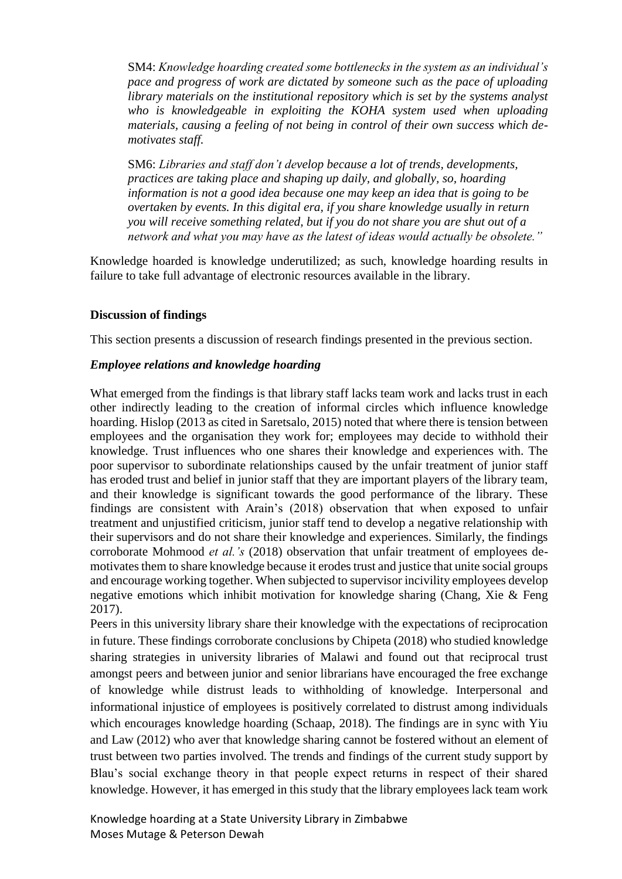SM4: *Knowledge hoarding created some bottlenecks in the system as an individual's pace and progress of work are dictated by someone such as the pace of uploading library materials on the institutional repository which is set by the systems analyst who is knowledgeable in exploiting the KOHA system used when uploading materials, causing a feeling of not being in control of their own success which de-motivates staff.*

SM6: *Libraries and staff don't develop because a lot of trends, developments, practices are taking place and shaping up daily, and globally, so, hoarding information is not a good idea because one may keep an idea that is going to be overtaken by events. In this digital era, if you share knowledge usually in return you will receive something related, but if you do not share you are shut out of a network and what you may have as the latest of ideas would actually be obsolete."*

Knowledge hoarded is knowledge underutilized; as such, knowledge hoarding results in failure to take full advantage of electronic resources available in the library.

## Discussion of findings

This section presents a discussion of research findings presented in the previous section.

### *Employee relations and knowledge hoarding*

What emerged from the findings is that library staff lacks team work and lacks trust in each other indirectly leading to the creation of informal circles which influence knowledge hoarding. Hislop (2013 as cited in Saretsalo, 2015) noted that where there is tension between employees and the organisation they work for; employees may decide to withhold their knowledge. Trust influences who one shares their knowledge and experiences with. The poor supervisor to subordinate relationships caused by the unfair treatment of junior staff has eroded trust and belief in junior staff that they are important players of the library team, and their knowledge is significant towards the good performance of the library. These findings are consistent with Arain's (2018) observation that when exposed to unfair treatment and unjustified criticism, junior staff tend to develop a negative relationship with their supervisors and do not share their knowledge and experiences. Similarly, the findings corroborate Mohmood *et al.'s* (2018) observation that unfair treatment of employees de-motivates them to share knowledge because it erodes trust and justice that unite social groups and encourage working together. When subjected to supervisor incivility employees develop negative emotions which inhibit motivation for knowledge sharing (Chang, Xie & Feng 2017).

Peers in this university library share their knowledge with the expectations of reciprocation in future. These findings corroborate conclusions by Chipeta (2018) who studied knowledge sharing strategies in university libraries of Malawi and found out that reciprocal trust amongst peers and between junior and senior librarians have encouraged the free exchange of knowledge while distrust leads to withholding of knowledge. Interpersonal and informational injustice of employees is positively correlated to distrust among individuals which encourages knowledge hoarding (Schaap, 2018). The findings are in sync with Yiu and Law (2012) who aver that knowledge sharing cannot be fostered without an element of trust between two parties involved. The trends and findings of the current study support by Blau's social exchange theory in that people expect returns in respect of their shared knowledge. However, it has emerged in this study that the library employees lack team work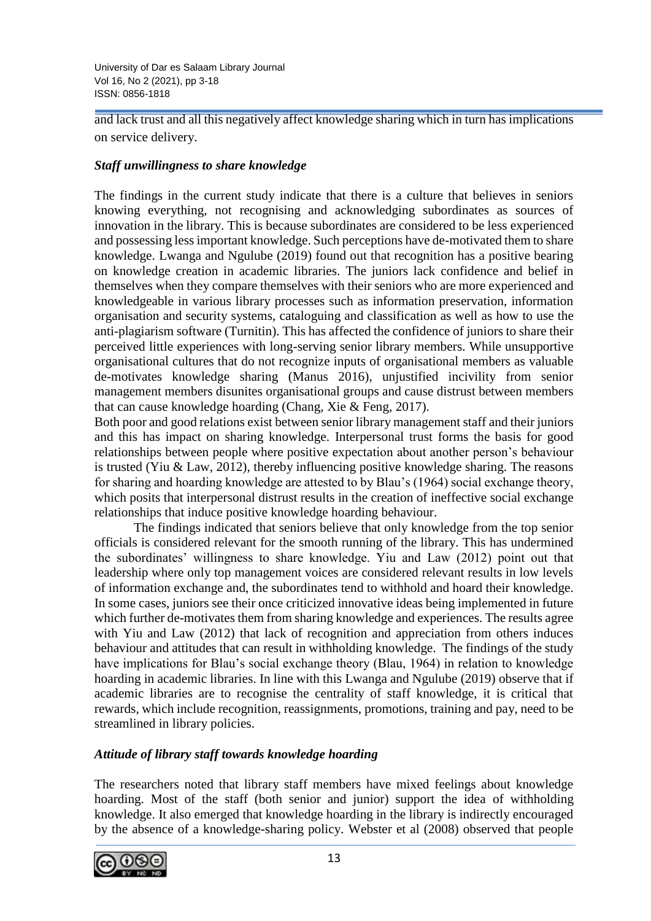and lack trust and all this negatively affect knowledge sharing which in turn has implications on service delivery.

### *Staff unwillingness to share knowledge*

The findings in the current study indicate that there is a culture that believes in seniors knowing everything, not recognising and acknowledging subordinates as sources of innovation in the library. This is because subordinates are considered to be less experienced and possessing less important knowledge. Such perceptions have de-motivated them to share knowledge. Lwanga and Ngulube (2019) found out that recognition has a positive bearing on knowledge creation in academic libraries. The juniors lack confidence and belief in themselves when they compare themselves with their seniors who are more experienced and knowledgeable in various library processes such as information preservation, information organisation and security systems, cataloguing and classification as well as how to use the anti-plagiarism software (Turnitin). This has affected the confidence of juniors to share their perceived little experiences with long-serving senior library members. While unsupportive organisational cultures that do not recognize inputs of organisational members as valuable de-motivates knowledge sharing (Manus 2016), unjustified incivility from senior management members disunites organisational groups and cause distrust between members that can cause knowledge hoarding (Chang, Xie & Feng, 2017).

Both poor and good relations exist between senior library management staff and their juniors and this has impact on sharing knowledge. Interpersonal trust forms the basis for good relationships between people where positive expectation about another person's behaviour is trusted (Yiu & Law, 2012), thereby influencing positive knowledge sharing. The reasons for sharing and hoarding knowledge are attested to by Blau's (1964) social exchange theory, which posits that interpersonal distrust results in the creation of ineffective social exchange relationships that induce positive knowledge hoarding behaviour.

The findings indicated that seniors believe that only knowledge from the top senior officials is considered relevant for the smooth running of the library. This has undermined the subordinates' willingness to share knowledge. Yiu and Law (2012) point out that leadership where only top management voices are considered relevant results in low levels of information exchange and, the subordinates tend to withhold and hoard their knowledge. In some cases, juniors see their once criticized innovative ideas being implemented in future which further de-motivates them from sharing knowledge and experiences. The results agree with Yiu and Law (2012) that lack of recognition and appreciation from others induces behaviour and attitudes that can result in withholding knowledge. The findings of the study have implications for Blau's social exchange theory (Blau, 1964) in relation to knowledge hoarding in academic libraries. In line with this Lwanga and Ngulube (2019) observe that if academic libraries are to recognise the centrality of staff knowledge, it is critical that rewards, which include recognition, reassignments, promotions, training and pay, need to be streamlined in library policies.

### *Attitude of library staff towards knowledge hoarding*

The researchers noted that library staff members have mixed feelings about knowledge hoarding. Most of the staff (both senior and junior) support the idea of withholding knowledge. It also emerged that knowledge hoarding in the library is indirectly encouraged by the absence of a knowledge-sharing policy. Webster et al (2008) observed that people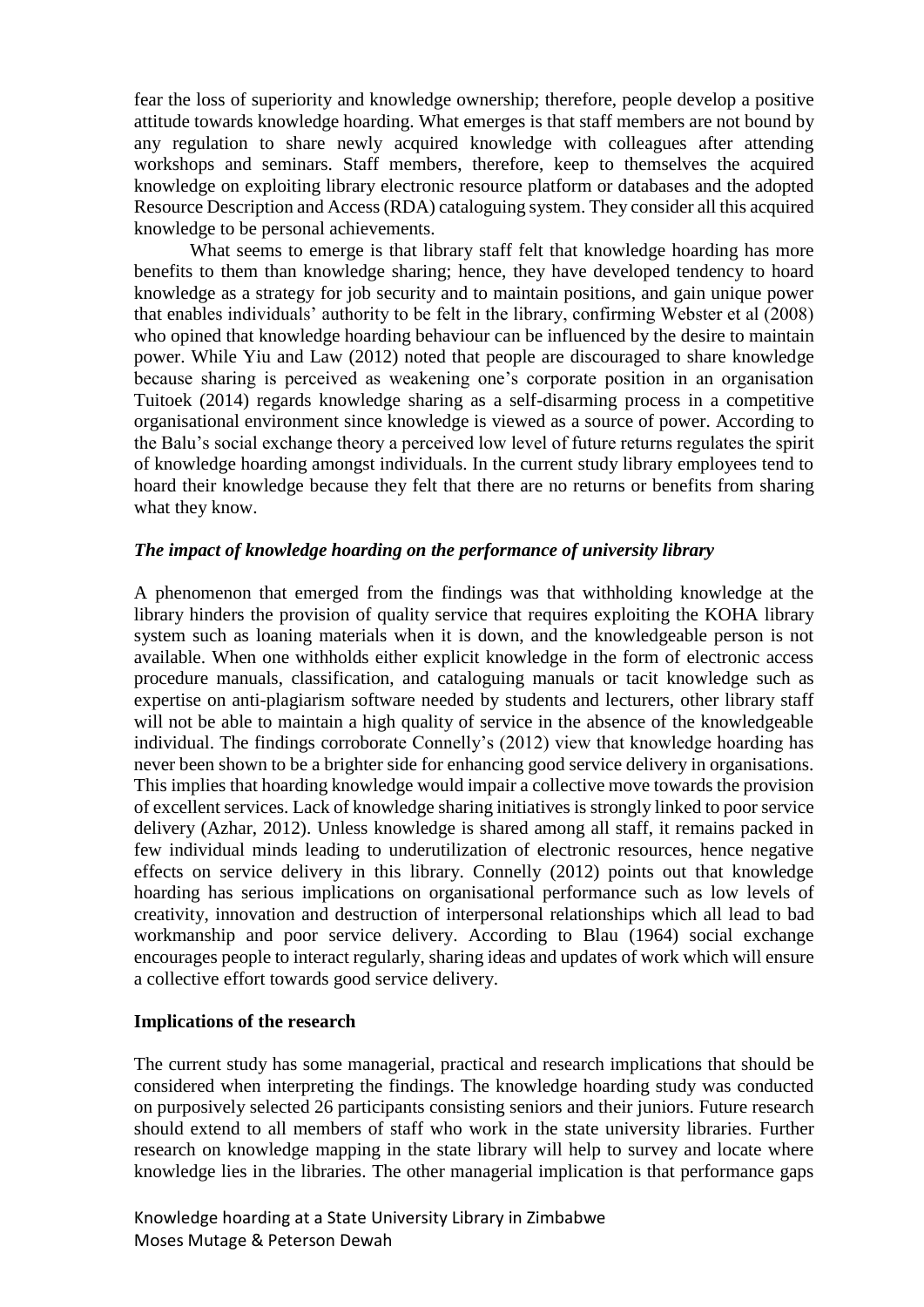fear the loss of superiority and knowledge ownership; therefore, people develop a positive attitude towards knowledge hoarding. What emerges is that staff members are not bound by any regulation to share newly acquired knowledge with colleagues after attending workshops and seminars. Staff members, therefore, keep to themselves the acquired knowledge on exploiting library electronic resource platform or databases and the adopted Resource Description and Access (RDA) cataloguing system. They consider all this acquired knowledge to be personal achievements.

What seems to emerge is that library staff felt that knowledge hoarding has more benefits to them than knowledge sharing; hence, they have developed tendency to hoard knowledge as a strategy for job security and to maintain positions, and gain unique power that enables individuals' authority to be felt in the library, confirming Webster et al (2008) who opined that knowledge hoarding behaviour can be influenced by the desire to maintain power. While Yiu and Law (2012) noted that people are discouraged to share knowledge because sharing is perceived as weakening one's corporate position in an organisation Tuitoek (2014) regards knowledge sharing as a self-disarming process in a competitive organisational environment since knowledge is viewed as a source of power. According to the Balu's social exchange theory a perceived low level of future returns regulates the spirit of knowledge hoarding amongst individuals. In the current study library employees tend to hoard their knowledge because they felt that there are no returns or benefits from sharing what they know.

### *The impact of knowledge hoarding on the performance of university library*

A phenomenon that emerged from the findings was that withholding knowledge at the library hinders the provision of quality service that requires exploiting the KOHA library system such as loaning materials when it is down, and the knowledgeable person is not available. When one withholds either explicit knowledge in the form of electronic access procedure manuals, classification, and cataloguing manuals or tacit knowledge such as expertise on anti-plagiarism software needed by students and lecturers, other library staff will not be able to maintain a high quality of service in the absence of the knowledgeable individual. The findings corroborate Connelly's (2012) view that knowledge hoarding has never been shown to be a brighter side for enhancing good service delivery in organisations. This implies that hoarding knowledge would impair a collective move towards the provision of excellent services. Lack of knowledge sharing initiatives is strongly linked to poor service delivery (Azhar, 2012). Unless knowledge is shared among all staff, it remains packed in few individual minds leading to underutilization of electronic resources, hence negative effects on service delivery in this library. Connelly (2012) points out that knowledge hoarding has serious implications on organisational performance such as low levels of creativity, innovation and destruction of interpersonal relationships which all lead to bad workmanship and poor service delivery. According to Blau (1964) social exchange encourages people to interact regularly, sharing ideas and updates of work which will ensure a collective effort towards good service delivery.

### **Implications of the research**

The current study has some managerial, practical and research implications that should be considered when interpreting the findings. The knowledge hoarding study was conducted on purposively selected 26 participants consisting seniors and their juniors. Future research should extend to all members of staff who work in the state university libraries. Further research on knowledge mapping in the state library will help to survey and locate where knowledge lies in the libraries. The other managerial implication is that performance gaps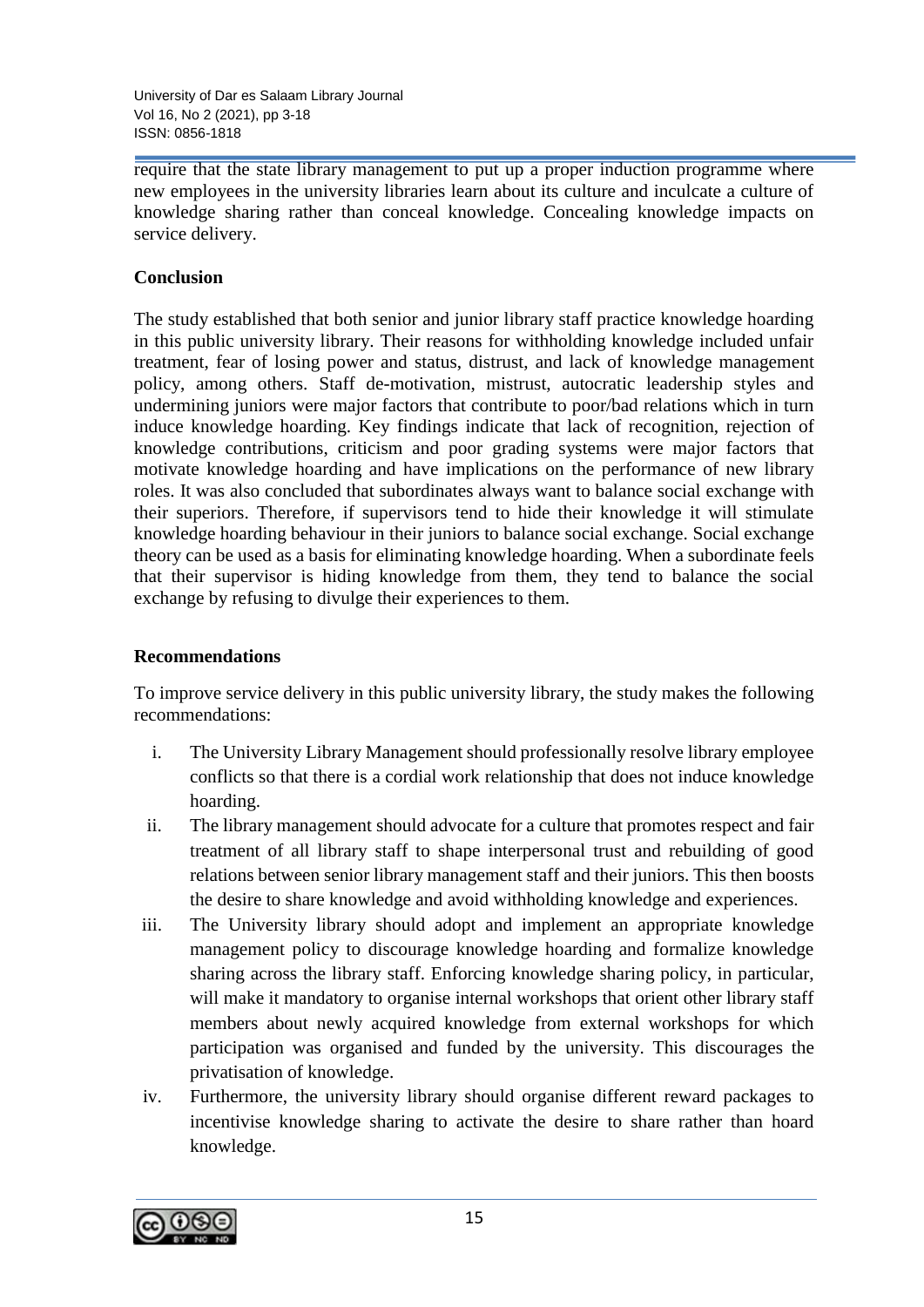require that the state library management to put up a proper induction programme where new employees in the university libraries learn about its culture and inculcate a culture of knowledge sharing rather than conceal knowledge. Concealing knowledge impacts on service delivery.

## Conclusion

The study established that both senior and junior library staff practice knowledge hoarding in this public university library. Their reasons for withholding knowledge included unfair treatment, fear of losing power and status, distrust, and lack of knowledge management policy, among others. Staff de-motivation, mistrust, autocratic leadership styles and undermining juniors were major factors that contribute to poor/bad relations which in turn induce knowledge hoarding. Key findings indicate that lack of recognition, rejection of knowledge contributions, criticism and poor grading systems were major factors that motivate knowledge hoarding and have implications on the performance of new library roles. It was also concluded that subordinates always want to balance social exchange with their superiors. Therefore, if supervisors tend to hide their knowledge it will stimulate knowledge hoarding behaviour in their juniors to balance social exchange. Social exchange theory can be used as a basis for eliminating knowledge hoarding. When a subordinate feels that their supervisor is hiding knowledge from them, they tend to balance the social exchange by refusing to divulge their experiences to them.

## Recommendations

To improve service delivery in this public university library, the study makes the following recommendations:

i. The University Library Management should professionally resolve library employee conflicts so that there is a cordial work relationship that does not induce knowledge hoarding.

ii. The library management should advocate for a culture that promotes respect and fair treatment of all library staff to shape interpersonal trust and rebuilding of good relations between senior library management staff and their juniors. This then boosts the desire to share knowledge and avoid withholding knowledge and experiences.

iii. The University library should adopt and implement an appropriate knowledge management policy to discourage knowledge hoarding and formalize knowledge sharing across the library staff. Enforcing knowledge sharing policy, in particular, will make it mandatory to organise internal workshops that orient other library staff members about newly acquired knowledge from external workshops for which participation was organised and funded by the university. This discourages the privatisation of knowledge.

iv. Furthermore, the university library should organise different reward packages to incentivise knowledge sharing to activate the desire to share rather than hoard knowledge.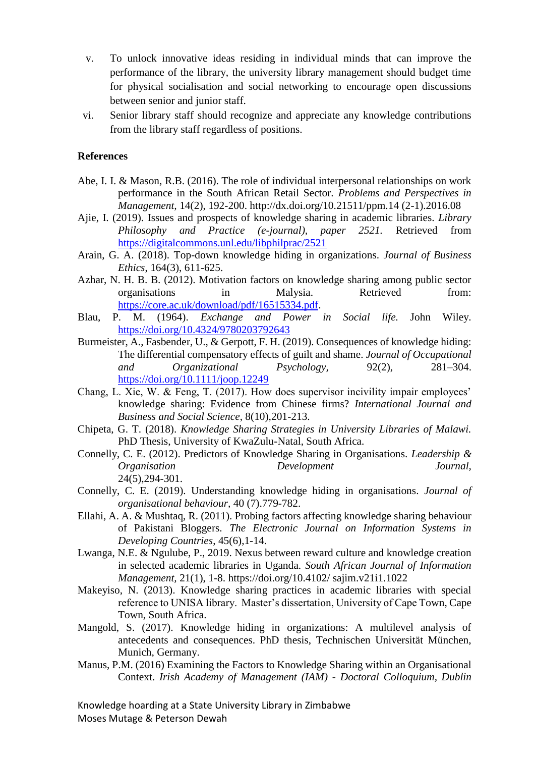v. To unlock innovative ideas residing in individual minds that can improve the performance of the library, the university library management should budget time for physical socialisation and social networking to encourage open discussions between senior and junior staff.

vi. Senior library staff should recognize and appreciate any knowledge contributions from the library staff regardless of positions.

**References**

Abe, I. I. & Mason, R.B. (2016). The role of individual interpersonal relationships on work performance in the South African Retail Sector. *Problems and Perspectives in Management,* 14(2), 192-200. http://dx.doi.org/10.21511/ppm.14 (2-1).2016.08

Ajie, I. (2019). Issues and prospects of knowledge sharing in academic libraries. *Library Philosophy and Practice (e-journal), paper 2521.* Retrieved from https://digitalcommons.unl.edu/libphilprac/2521

Arain, G. A. (2018). Top-down knowledge hiding in organizations. *Journal of Business Ethics*, 164(3), 611-625.

Azhar, N. H. B. B. (2012). Motivation factors on knowledge sharing among public sector organisations in Malysia. Retrieved from: https://core.ac.uk/download/pdf/16515334.pdf.

Blau, P. M. (1964). *Exchange and Power in Social life.* John Wiley. https://doi.org/10.4324/9780203792643

Burmeister, A., Fasbender, U., & Gerpott, F. H. (2019). Consequences of knowledge hiding: The differential compensatory effects of guilt and shame. *Journal of Occupational and Organizational Psychology,* 92(2), 281–304. https://doi.org/10.1111/joop.12249

Chang, L. Xie, W. & Feng, T. (2017). How does supervisor incivility impair employees' knowledge sharing: Evidence from Chinese firms? *International Journal and Business and Social Science*, 8(10),201-213.

Chipeta, G. T. (2018). *Knowledge Sharing Strategies in University Libraries of Malawi.* PhD Thesis, University of KwaZulu-Natal, South Africa.

Connelly, C. E. (2012). Predictors of Knowledge Sharing in Organisations. *Leadership & Organisation Development Journal,* 24(5),294-301.

Connelly, C. E. (2019). Understanding knowledge hiding in organisations. *Journal of organisational behaviour,* 40 (7).779-782.

Ellahi, A. A. & Mushtaq, R. (2011). Probing factors affecting knowledge sharing behaviour of Pakistani Bloggers. *The Electronic Journal on Information Systems in Developing Countries*, 45(6),1-14.

Lwanga, N.E. & Ngulube, P., 2019. Nexus between reward culture and knowledge creation in selected academic libraries in Uganda. *South African Journal of Information Management,* 21(1), 1-8. https://doi.org/10.4102/ sajim.v21i1.1022

Makeyiso, N. (2013). Knowledge sharing practices in academic libraries with special reference to UNISA library. Master's dissertation, University of Cape Town, Cape Town, South Africa.

Mangold, S. (2017). Knowledge hiding in organizations: A multilevel analysis of antecedents and consequences. PhD thesis, Technischen Universität München, Munich, Germany.

Manus, P.M. (2016) Examining the Factors to Knowledge Sharing within an Organisational Context. *Irish Academy of Management (IAM) - Doctoral Colloquium, Dublin*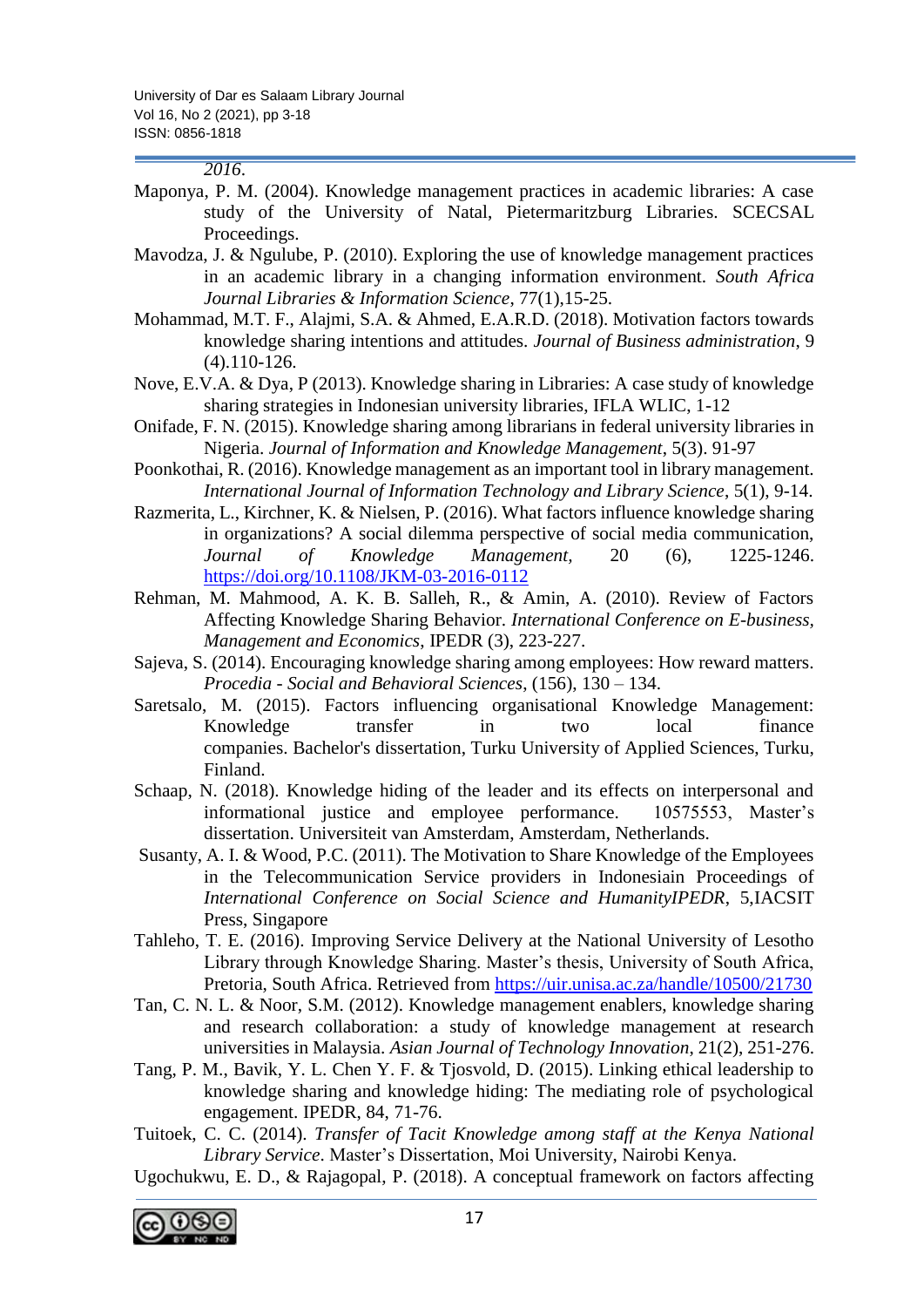*2016*.

Maponya, P. M. (2004). Knowledge management practices in academic libraries: A case study of the University of Natal, Pietermaritzburg Libraries. SCECSAL Proceedings.

Mavodza, J. & Ngulube, P. (2010). Exploring the use of knowledge management practices in an academic library in a changing information environment. *South Africa Journal Libraries & Information Science*, 77(1),15-25.

Mohammad, M.T. F., Alajmi, S.A. & Ahmed, E.A.R.D. (2018). Motivation factors towards knowledge sharing intentions and attitudes. *Journal of Business administration*, 9 (4).110-126.

Nove, E.V.A. & Dya, P (2013). Knowledge sharing in Libraries: A case study of knowledge sharing strategies in Indonesian university libraries, IFLA WLIC, 1-12

Onifade, F. N. (2015). Knowledge sharing among librarians in federal university libraries in Nigeria. *Journal of Information and Knowledge Management*, 5(3). 91-97

Poonkothai, R. (2016). Knowledge management as an important tool in library management. *International Journal of Information Technology and Library Science*, 5(1), 9-14.

Razmerita, L., Kirchner, K. & Nielsen, P. (2016). What factors influence knowledge sharing in organizations? A social dilemma perspective of social media communication, *Journal of Knowledge Management*, 20 (6), 1225-1246. https://doi.org/10.1108/JKM-03-2016-0112

Rehman, M. Mahmood, A. K. B. Salleh, R., & Amin, A. (2010). Review of Factors Affecting Knowledge Sharing Behavior. *International Conference on E-business, Management and Economics*, IPEDR (3), 223-227.

Sajeva, S. (2014). Encouraging knowledge sharing among employees: How reward matters. *Procedia - Social and Behavioral Sciences*, (156), 130 – 134.

Saretsalo, M. (2015). Factors influencing organisational Knowledge Management: Knowledge transfer in two local finance companies. Bachelor's dissertation, Turku University of Applied Sciences, Turku, Finland.

Schaap, N. (2018). Knowledge hiding of the leader and its effects on interpersonal and informational justice and employee performance. 10575553, Master's dissertation. Universiteit van Amsterdam, Amsterdam, Netherlands.

Susanty, A. I. & Wood, P.C. (2011). The Motivation to Share Knowledge of the Employees in the Telecommunication Service providers in Indonesiain Proceedings of *International Conference on Social Science and HumanityIPEDR*, 5,IACSIT Press, Singapore

Tahleho, T. E. (2016). Improving Service Delivery at the National University of Lesotho Library through Knowledge Sharing. Master's thesis, University of South Africa, Pretoria, South Africa. Retrieved from https://uir.unisa.ac.za/handle/10500/21730

Tan, C. N. L. & Noor, S.M. (2012). Knowledge management enablers, knowledge sharing and research collaboration: a study of knowledge management at research universities in Malaysia. *Asian Journal of Technology Innovation*, 21(2), 251-276.

Tang, P. M., Bavik, Y. L. Chen Y. F. & Tjosvold, D. (2015). Linking ethical leadership to knowledge sharing and knowledge hiding: The mediating role of psychological engagement. IPEDR, 84, 71-76.

Tuitoek, C. C. (2014). *Transfer of Tacit Knowledge among staff at the Kenya National Library Service*. Master's Dissertation, Moi University, Nairobi Kenya.

Ugochukwu, E. D., & Rajagopal, P. (2018). A conceptual framework on factors affecting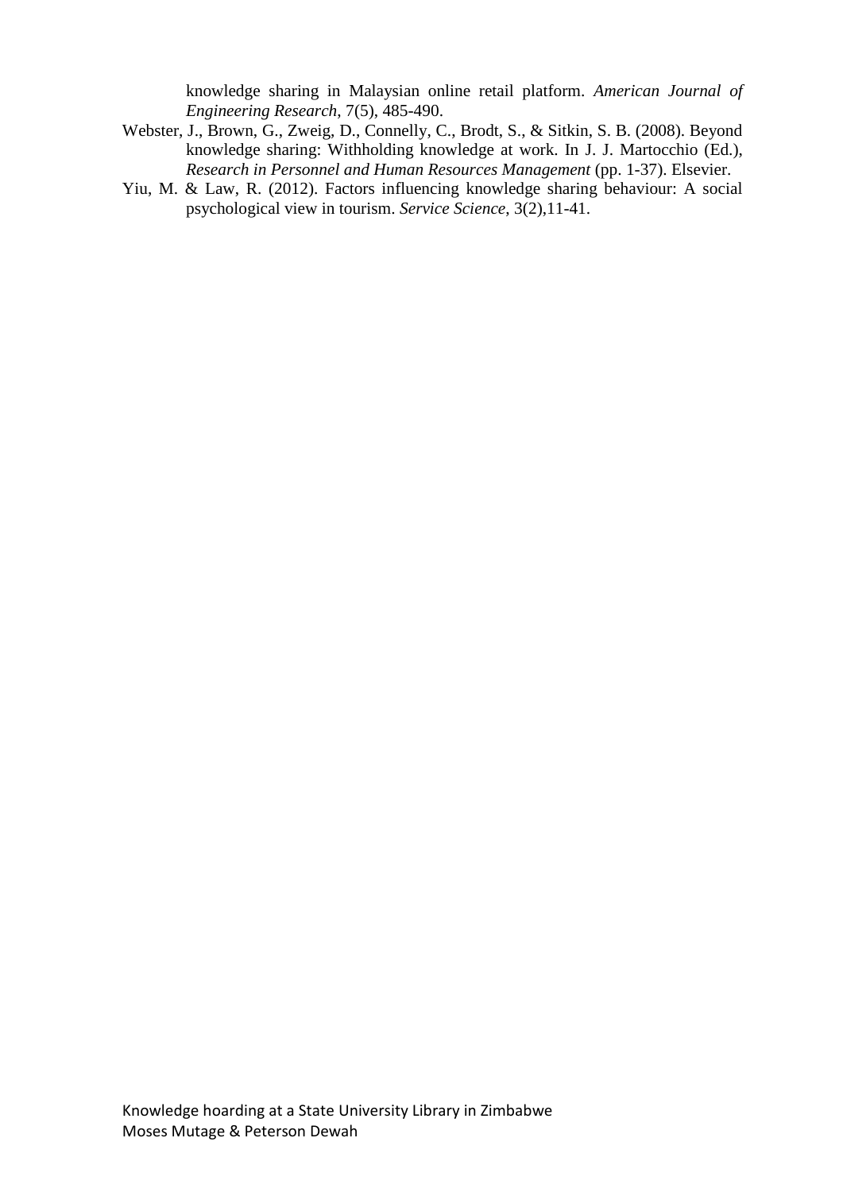knowledge sharing in Malaysian online retail platform. *American Journal of Engineering Research*, 7(5), 485-490.

Webster, J., Brown, G., Zweig, D., Connelly, C., Brodt, S., & Sitkin, S. B. (2008). Beyond knowledge sharing: Withholding knowledge at work. In J. J. Martocchio (Ed.), *Research in Personnel and Human Resources Management* (pp. 1-37). Elsevier.

Yiu, M. & Law, R. (2012). Factors influencing knowledge sharing behaviour: A social psychological view in tourism. *Service Science*, 3(2),11-41.